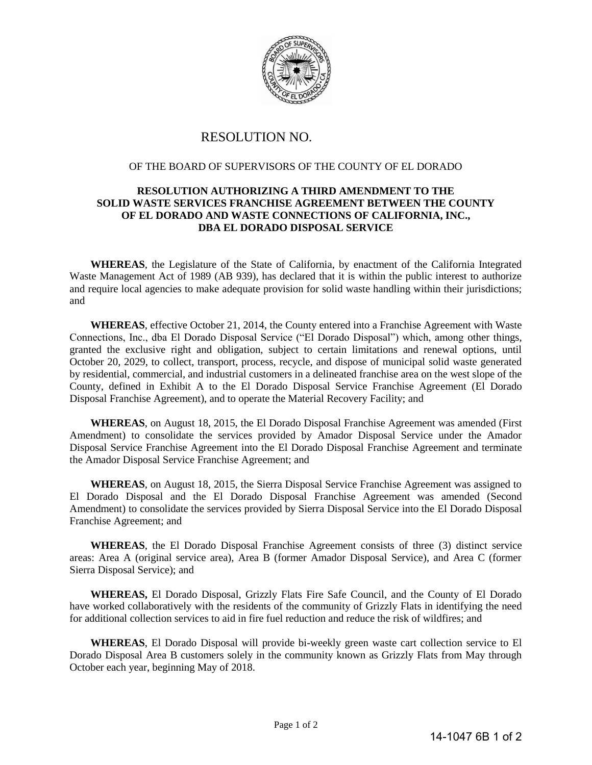# RESOLUTION NO.

OF THE BOARD OF SUPERVISORS OF THE COUNTY OF EL DORADO

**RESOLUTION AUTHORIZING A THIRD AMENDMENT TO THE SOLID WASTE SERVICES FRANCHISE AGREEMENT BETWEEN THE COUNTY OF EL DORADO AND WASTE CONNECTIONS OF CALIFORNIA, INC., DBA EL DORADO DISPOSAL SERVICE**

**WHEREAS**, the Legislature of the State of California, by enactment of the California Integrated Waste Management Act of 1989 (AB 939), has declared that it is within the public interest to authorize and require local agencies to make adequate provision for solid waste handling within their jurisdictions; and

**WHEREAS**, effective October 21, 2014, the County entered into a Franchise Agreement with Waste Connections, Inc., dba El Dorado Disposal Service ("El Dorado Disposal") which, among other things, granted the exclusive right and obligation, subject to certain limitations and renewal options, until October 20, 2029, to collect, transport, process, recycle, and dispose of municipal solid waste generated by residential, commercial, and industrial customers in a delineated franchise area on the west slope of the County, defined in Exhibit A to the El Dorado Disposal Service Franchise Agreement (El Dorado Disposal Franchise Agreement), and to operate the Material Recovery Facility; and

**WHEREAS**, on August 18, 2015, the El Dorado Disposal Franchise Agreement was amended (First Amendment) to consolidate the services provided by Amador Disposal Service under the Amador Disposal Service Franchise Agreement into the El Dorado Disposal Franchise Agreement and terminate the Amador Disposal Service Franchise Agreement; and

**WHEREAS**, on August 18, 2015, the Sierra Disposal Service Franchise Agreement was assigned to El Dorado Disposal and the El Dorado Disposal Franchise Agreement was amended (Second Amendment) to consolidate the services provided by Sierra Disposal Service into the El Dorado Disposal Franchise Agreement; and

**WHEREAS**, the El Dorado Disposal Franchise Agreement consists of three (3) distinct service areas: Area A (original service area), Area B (former Amador Disposal Service), and Area C (former Sierra Disposal Service); and

**WHEREAS,** El Dorado Disposal, Grizzly Flats Fire Safe Council, and the County of El Dorado have worked collaboratively with the residents of the community of Grizzly Flats in identifying the need for additional collection services to aid in fire fuel reduction and reduce the risk of wildfires; and

**WHEREAS**, El Dorado Disposal will provide bi-weekly green waste cart collection service to El Dorado Disposal Area B customers solely in the community known as Grizzly Flats from May through October each year, beginning May of 2018.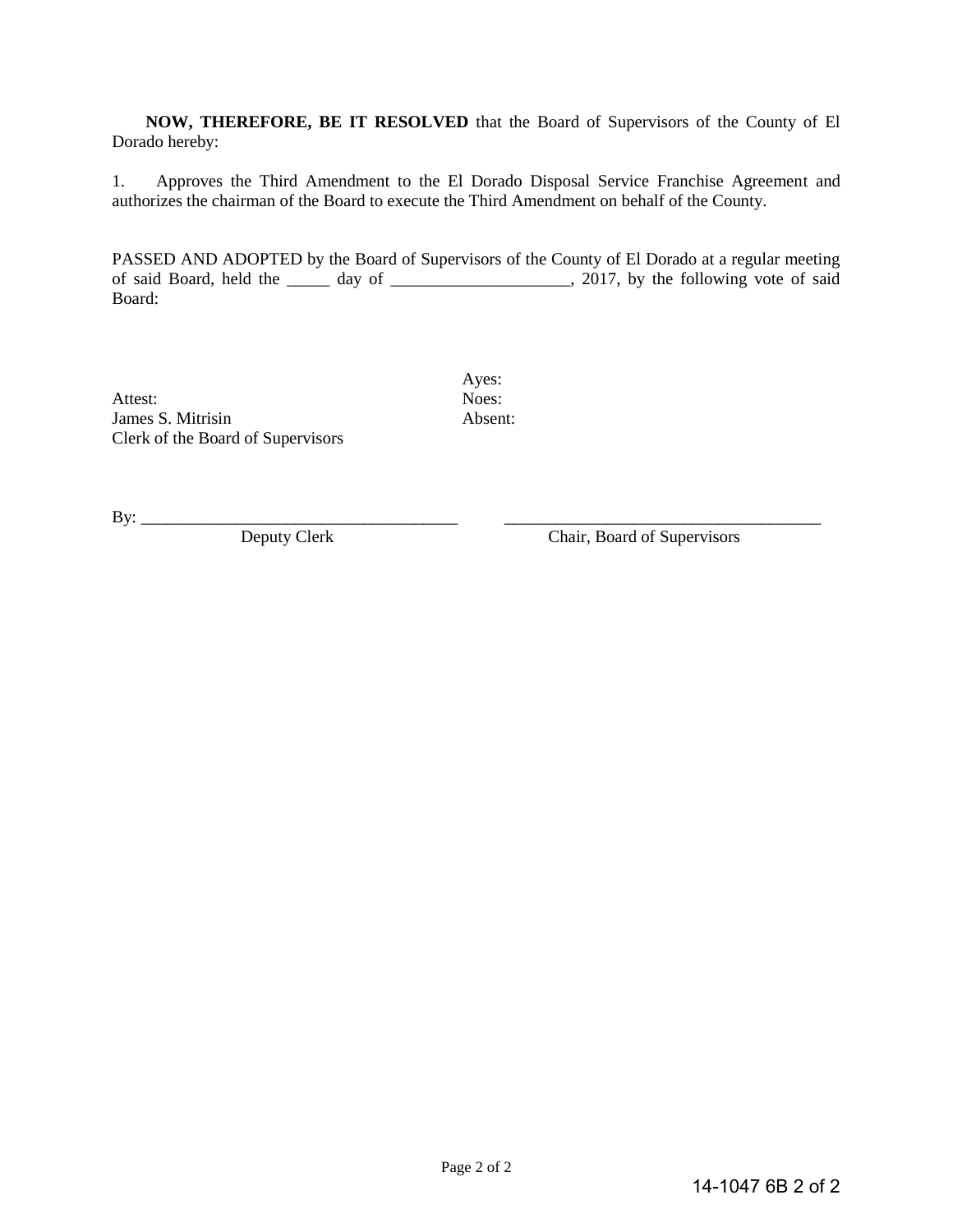**NOW, THEREFORE, BE IT RESOLVED** that the Board of Supervisors of the County of El Dorado hereby:

1. Approves the Third Amendment to the El Dorado Disposal Service Franchise Agreement and authorizes the chairman of the Board to execute the Third Amendment on behalf of the County.

PASSED AND ADOPTED by the Board of Supervisors of the County of El Dorado at a regular meeting of said Board, held the _____ day of _____________________, 2017, by the following vote of said Board:

Ayes:
Noes:
Absent:

Attest:
James S. Mitrisin
Clerk of the Board of Supervisors

By: ______________________________________
Deputy Clerk

______________________________________
Chair, Board of Supervisors